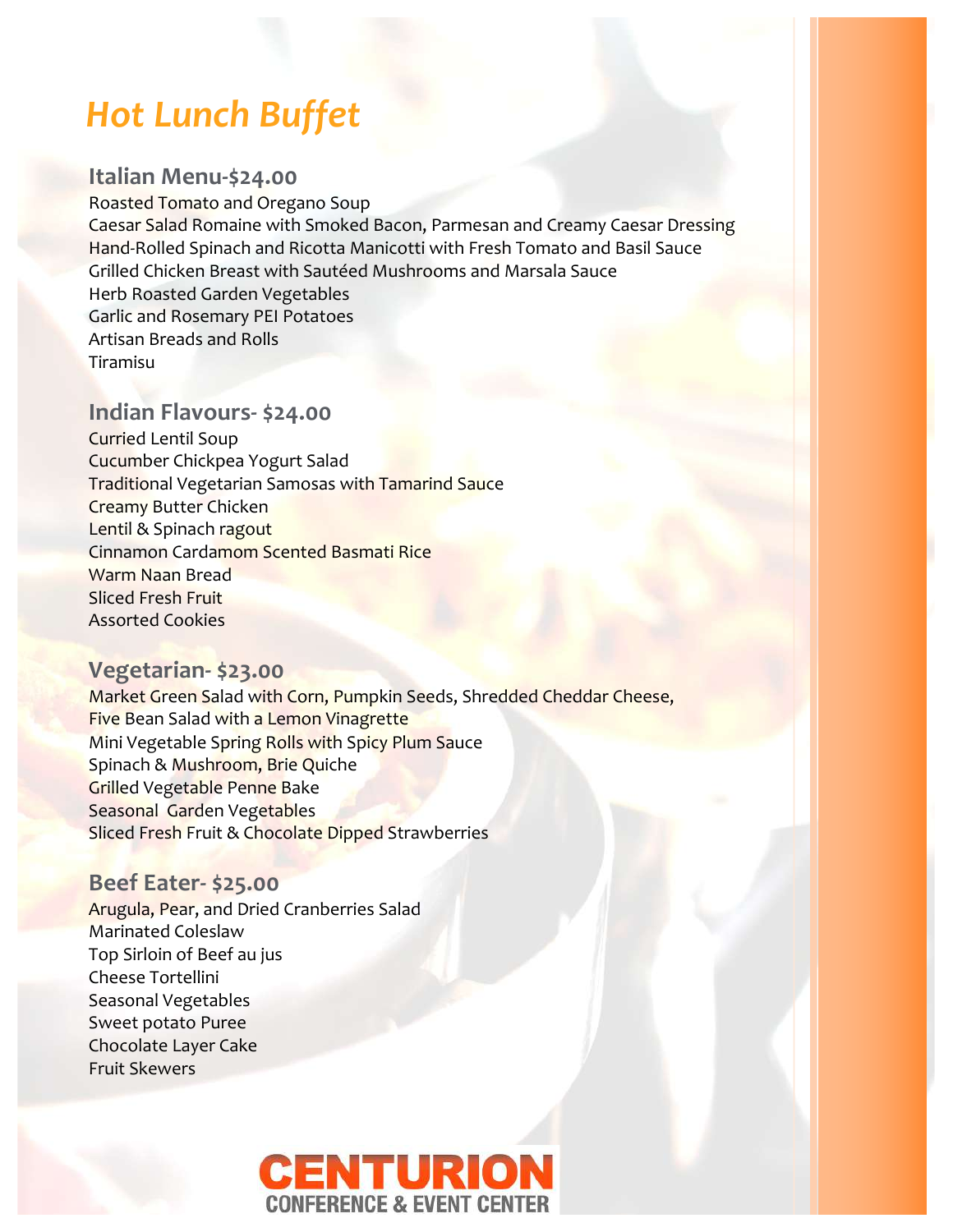# *Hot Lunch Buffet*

## Italian Menu-$24.00

Roasted Tomato and Oregano Soup
Caesar Salad Romaine with Smoked Bacon, Parmesan and Creamy Caesar Dressing
Hand-Rolled Spinach and Ricotta Manicotti with Fresh Tomato and Basil Sauce
Grilled Chicken Breast with Sautéed Mushrooms and Marsala Sauce
Herb Roasted Garden Vegetables
Garlic and Rosemary PEI Potatoes
Artisan Breads and Rolls
Tiramisu

## Indian Flavours- $24.00

Curried Lentil Soup
Cucumber Chickpea Yogurt Salad
Traditional Vegetarian Samosas with Tamarind Sauce
Creamy Butter Chicken
Lentil & Spinach ragout
Cinnamon Cardamom Scented Basmati Rice
Warm Naan Bread
Sliced Fresh Fruit
Assorted Cookies

## Vegetarian- $23.00

Market Green Salad with Corn, Pumpkin Seeds, Shredded Cheddar Cheese,
Five Bean Salad with a Lemon Vinagrette
Mini Vegetable Spring Rolls with Spicy Plum Sauce
Spinach & Mushroom, Brie Quiche
Grilled Vegetable Penne Bake
Seasonal Garden Vegetables
Sliced Fresh Fruit & Chocolate Dipped Strawberries

## Beef Eater- $25.00

Arugula, Pear, and Dried Cranberries Salad
Marinated Coleslaw
Top Sirloin of Beef au jus
Cheese Tortellini
Seasonal Vegetables
Sweet potato Puree
Chocolate Layer Cake
Fruit Skewers

CENTURION
CONFERENCE & EVENT CENTER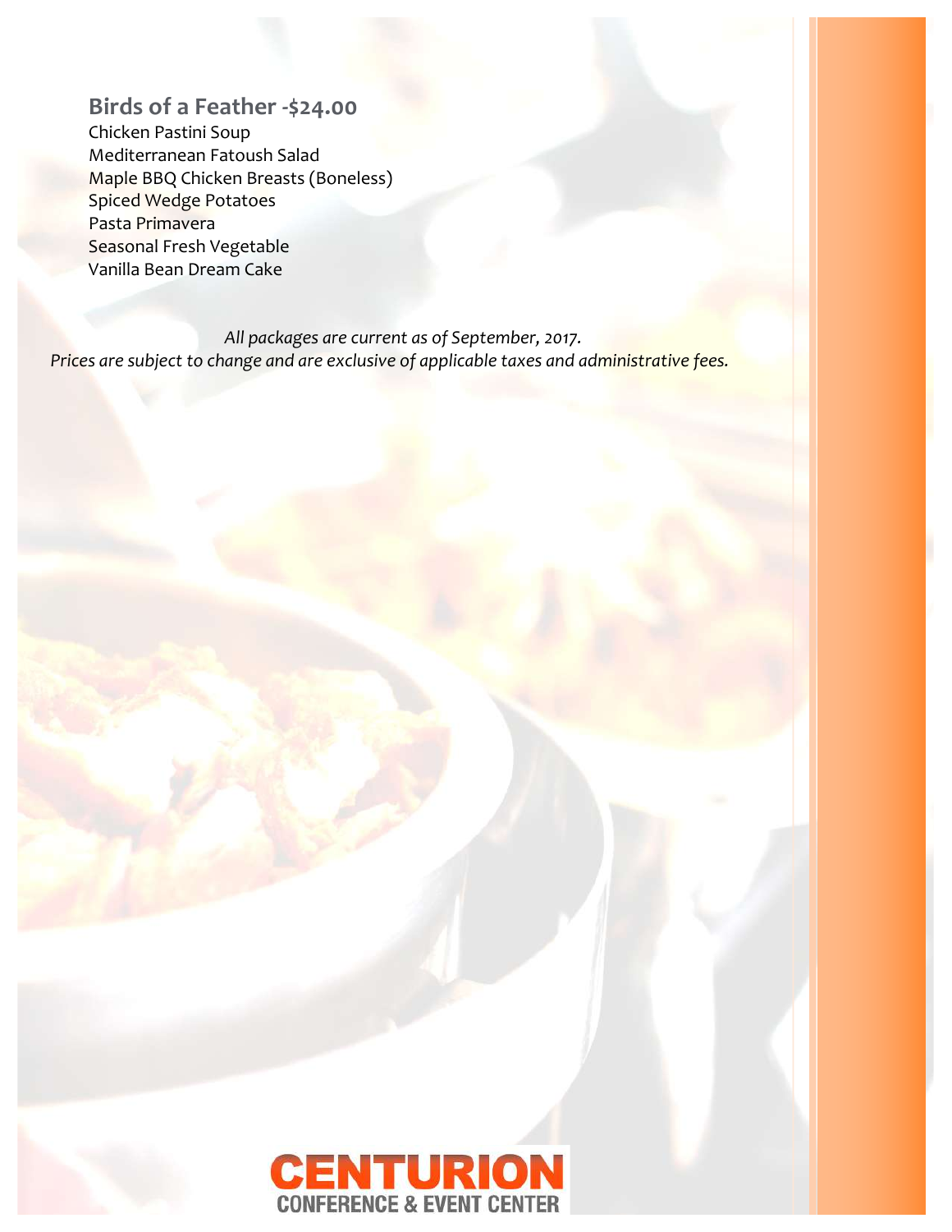## Birds of a Feather -$24.00

Chicken Pastini Soup
Mediterranean Fatoush Salad
Maple BBQ Chicken Breasts (Boneless)
Spiced Wedge Potatoes
Pasta Primavera
Seasonal Fresh Vegetable
Vanilla Bean Dream Cake

*All packages are current as of September, 2017.*
*Prices are subject to change and are exclusive of applicable taxes and administrative fees.*

CENTURION
CONFERENCE & EVENT CENTER